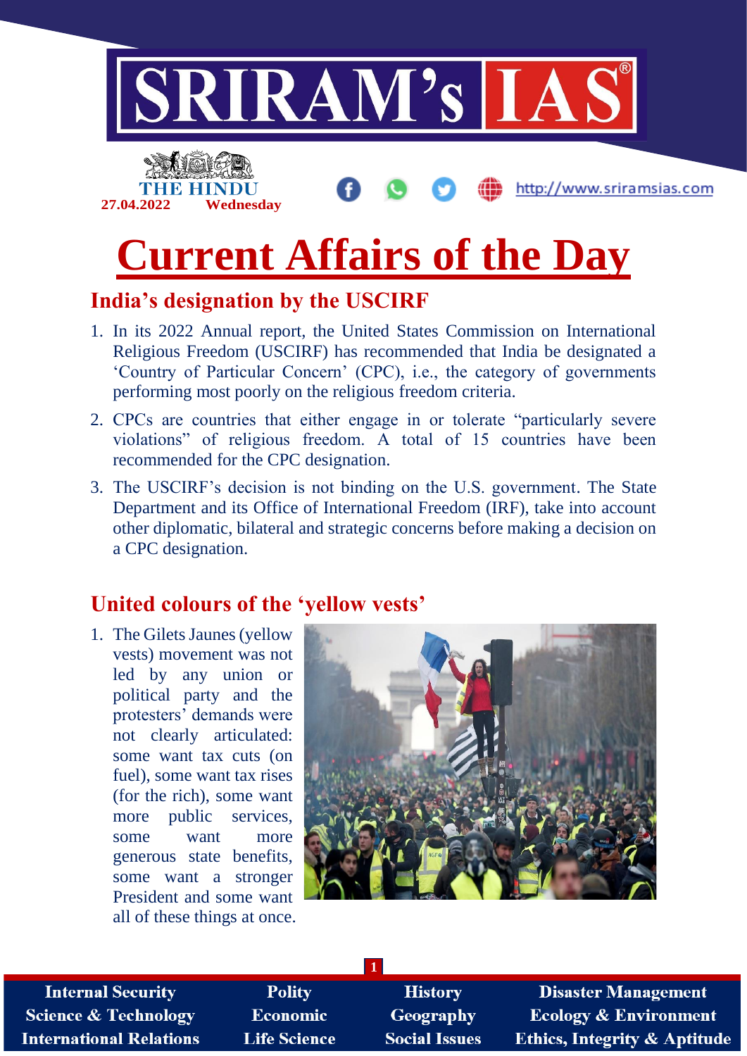27.04.2022 Wednesday

# Current Affairs of the Day

## India's designation by the USCIRF

1. In its 2022 Annual report, the United States Commission on International Religious Freedom (USCIRF) has recommended that India be designated a 'Country of Particular Concern' (CPC), i.e., the category of governments performing most poorly on the religious freedom criteria.
2. CPCs are countries that either engage in or tolerate "particularly severe violations" of religious freedom. A total of 15 countries have been recommended for the CPC designation.
3. The USCIRF's decision is not binding on the U.S. government. The State Department and its Office of International Freedom (IRF), take into account other diplomatic, bilateral and strategic concerns before making a decision on a CPC designation.

## United colours of the 'yellow vests'

1. The Gilets Jaunes (yellow vests) movement was not led by any union or political party and the protesters' demands were not clearly articulated: some want tax cuts (on fuel), some want tax rises (for the rich), some want more public services, some want more generous state benefits, some want a stronger President and some want all of these things at once.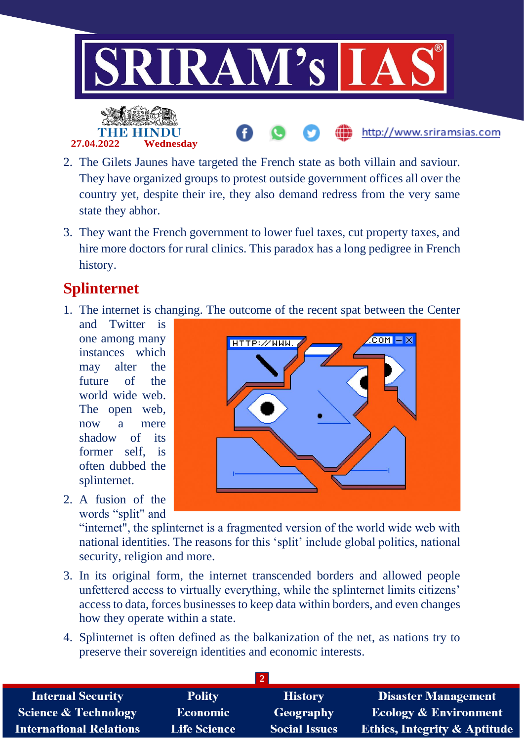2. The Gilets Jaunes have targeted the French state as both villain and saviour. They have organized groups to protest outside government offices all over the country yet, despite their ire, they also demand redress from the very same state they abhor.

3. They want the French government to lower fuel taxes, cut property taxes, and hire more doctors for rural clinics. This paradox has a long pedigree in French history.

## Splinternet

1. The internet is changing. The outcome of the recent spat between the Center and Twitter is one among many instances which may alter the future of the world wide web. The open web, now a mere shadow of its former self, is often dubbed the splinternet.

2. A fusion of the words "split" and "internet", the splinternet is a fragmented version of the world wide web with national identities. The reasons for this 'split' include global politics, national security, religion and more.

3. In its original form, the internet transcended borders and allowed people unfettered access to virtually everything, while the splinternet limits citizens' access to data, forces businesses to keep data within borders, and even changes how they operate within a state.

4. Splinternet is often defined as the balkanization of the net, as nations try to preserve their sovereign identities and economic interests.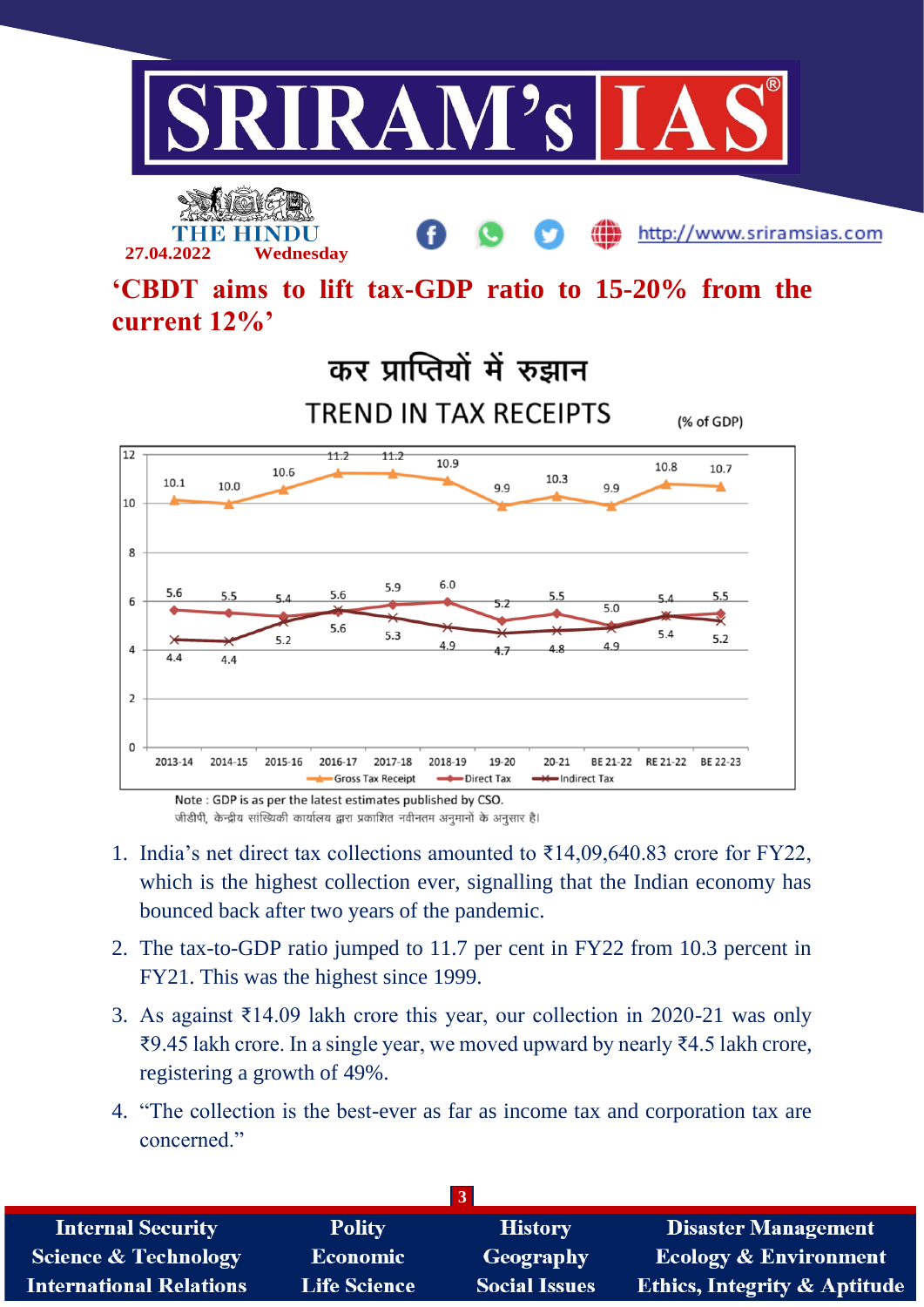## ‘CBDT aims to lift tax-GDP ratio to 15-20% from the current 12%’

### कर प्राप्तियों में रुझान

### TREND IN TAX RECEIPTS

(% of GDP)

| Year | Gross Tax Receipt | Direct Tax | Indirect Tax |
|---|---|---|---|
| 2013-14 | 10.1 | 5.6 | 4.4 |
| 2014-15 | 10.0 | 5.5 | 4.4 |
| 2015-16 | 10.6 | 5.4 | 5.2 |
| 2016-17 | 11.2 | 5.6 | 5.6 |
| 2017-18 | 11.2 | 5.9 | 5.3 |
| 2018-19 | 10.9 | 6.0 | 4.9 |
| 19-20 | 9.9 | 5.2 | 4.7 |
| 20-21 | 10.3 | 5.5 | 4.8 |
| BE 21-22 | 9.9 | 5.0 | 4.9 |
| RE 21-22 | 10.8 | 5.4 | 5.4 |
| BE 22-23 | 10.7 | 5.5 | 5.2 |

Note : GDP is as per the latest estimates published by CSO.
जीडीपी, केन्द्रीय सांख्यिकी कार्यालय द्वारा प्रकाशित नवीनतम अनुमानों के अनुसार है।

1. India’s net direct tax collections amounted to ₹14,09,640.83 crore for FY22, which is the highest collection ever, signalling that the Indian economy has bounced back after two years of the pandemic.
2. The tax-to-GDP ratio jumped to 11.7 per cent in FY22 from 10.3 percent in FY21. This was the highest since 1999.
3. As against ₹14.09 lakh crore this year, our collection in 2020-21 was only ₹9.45 lakh crore. In a single year, we moved upward by nearly ₹4.5 lakh crore, registering a growth of 49%.
4. “The collection is the best-ever as far as income tax and corporation tax are concerned.”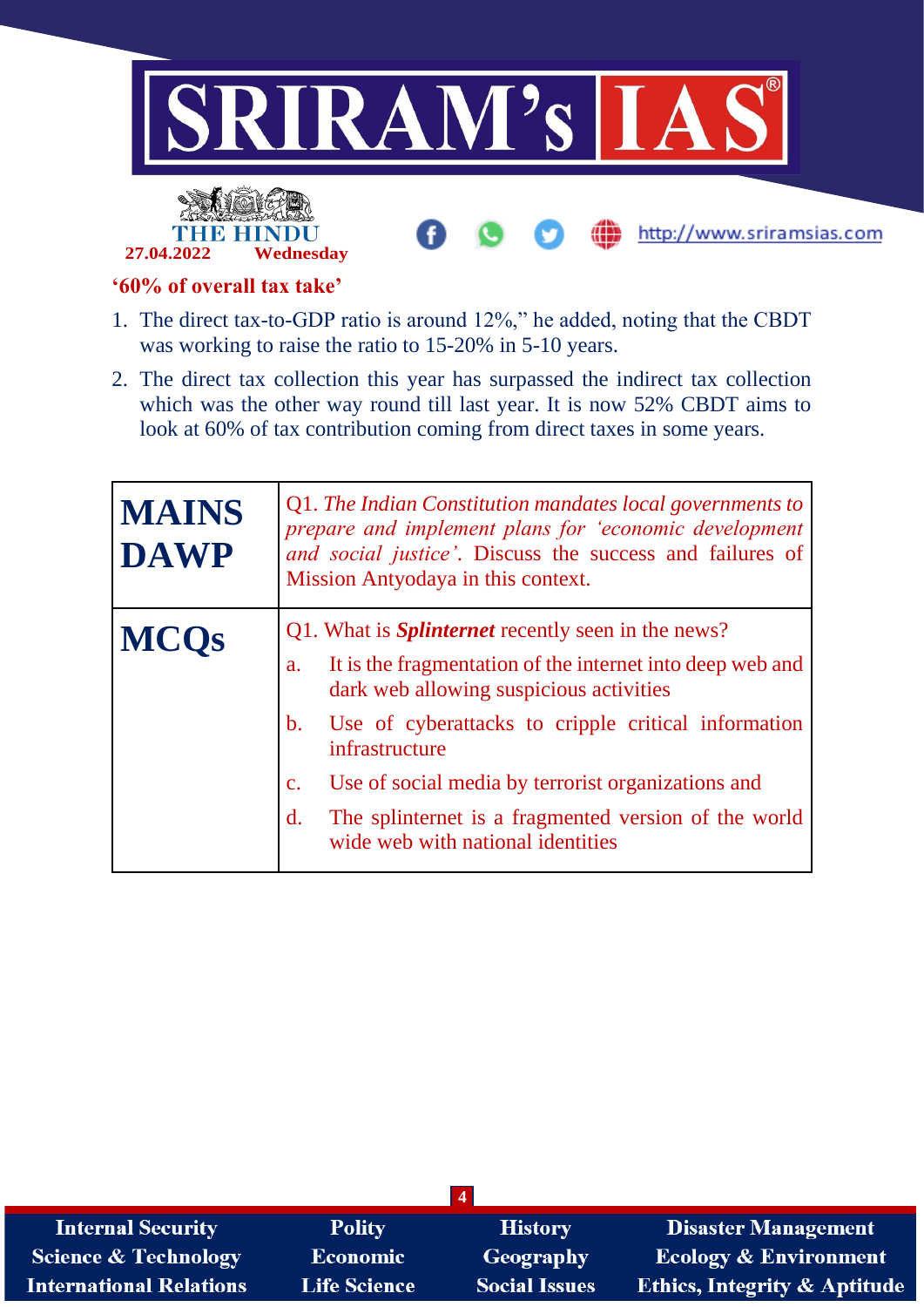**'60% of overall tax take'**

1. The direct tax-to-GDP ratio is around 12%," he added, noting that the CBDT was working to raise the ratio to 15-20% in 5-10 years.
2. The direct tax collection this year has surpassed the indirect tax collection which was the other way round till last year. It is now 52% CBDT aims to look at 60% of tax contribution coming from direct taxes in some years.

| | |
|---|---|
| **MAINS DAWP** | Q1. *The Indian Constitution mandates local governments to prepare and implement plans for 'economic development and social justice'*. Discuss the success and failures of Mission Antyodaya in this context. |
| **MCQs** | Q1. What is ***Splinternet*** recently seen in the news?<br>a. It is the fragmentation of the internet into deep web and dark web allowing suspicious activities<br>b. Use of cyberattacks to cripple critical information infrastructure<br>c. Use of social media by terrorist organizations and<br>d. The splinternet is a fragmented version of the world wide web with national identities |